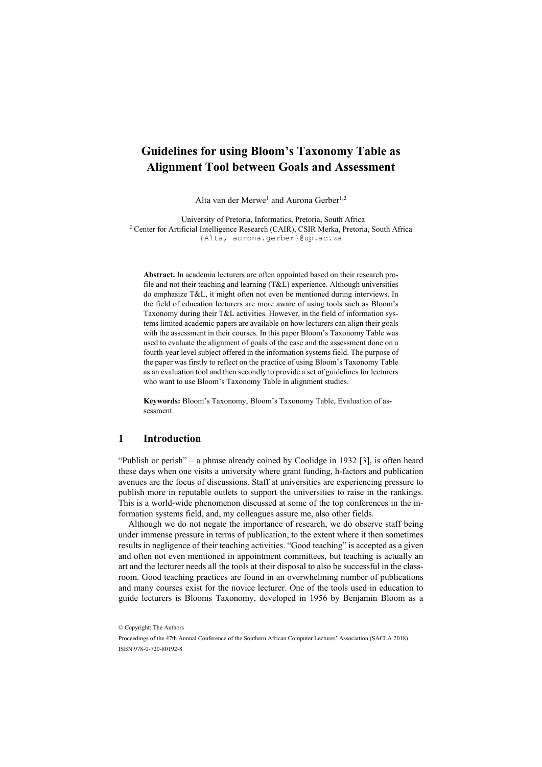# Guidelines for using Bloom's Taxonomy Table as Alignment Tool between Goals and Assessment

Alta van der Merwe[1] and Aurona Gerber[1,2]

[1] University of Pretoria, Informatics, Pretoria, South Africa
[2] Center for Artificial Intelligence Research (CAIR), CSIR Merka, Pretoria, South Africa
{Alta, aurona.gerber}@up.ac.za

**Abstract.** In academia lecturers are often appointed based on their research profile and not their teaching and learning (T&L) experience. Although universities do emphasize T&L, it might often not even be mentioned during interviews. In the field of education lecturers are more aware of using tools such as Bloom's Taxonomy during their T&L activities. However, in the field of information systems limited academic papers are available on how lecturers can align their goals with the assessment in their courses. In this paper Bloom's Taxonomy Table was used to evaluate the alignment of goals of the case and the assessment done on a fourth-year level subject offered in the information systems field. The purpose of the paper was firstly to reflect on the practice of using Bloom's Taxonomy Table as an evaluation tool and then secondly to provide a set of guidelines for lecturers who want to use Bloom's Taxonomy Table in alignment studies.

**Keywords:** Bloom's Taxonomy, Bloom's Taxonomy Table, Evaluation of assessment.

## 1 Introduction

"Publish or perish" – a phrase already coined by Coolidge in 1932 [3], is often heard these days when one visits a university where grant funding, h-factors and publication avenues are the focus of discussions. Staff at universities are experiencing pressure to publish more in reputable outlets to support the universities to raise in the rankings. This is a world-wide phenomenon discussed at some of the top conferences in the information systems field, and, my colleagues assure me, also other fields.

Although we do not negate the importance of research, we do observe staff being under immense pressure in terms of publication, to the extent where it then sometimes results in negligence of their teaching activities. "Good teaching" is accepted as a given and often not even mentioned in appointment committees, but teaching is actually an art and the lecturer needs all the tools at their disposal to also be successful in the classroom. Good teaching practices are found in an overwhelming number of publications and many courses exist for the novice lecturer. One of the tools used in education to guide lecturers is Blooms Taxonomy, developed in 1956 by Benjamin Bloom as a

© Copyright: The Authors

Proceedings of the 47th Annual Conference of the Southern African Computer Lectures' Association (SACLA 2018)

ISBN 978-0-720-80192-8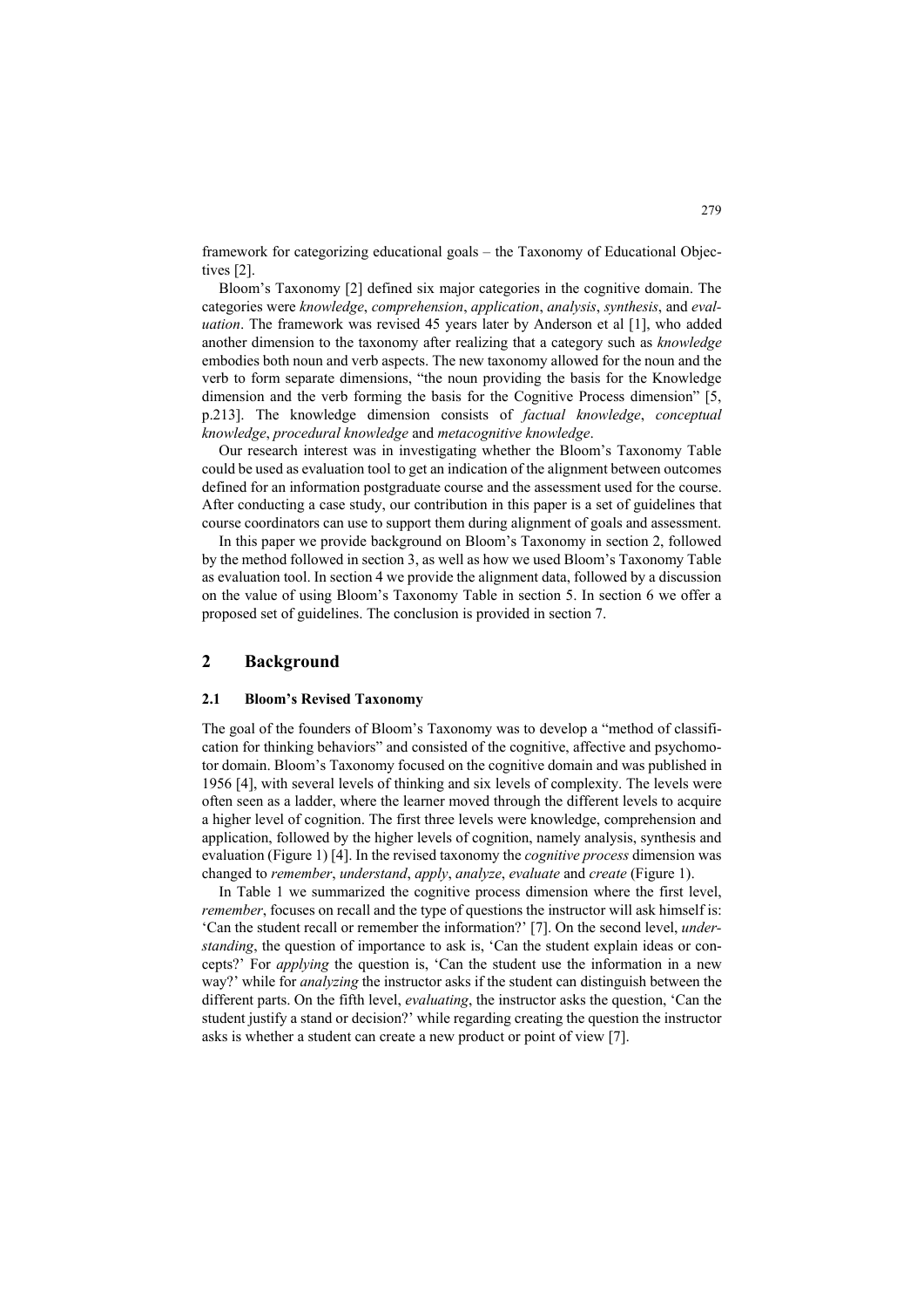framework for categorizing educational goals – the Taxonomy of Educational Objectives [2].

Bloom's Taxonomy [2] defined six major categories in the cognitive domain. The categories were *knowledge*, *comprehension*, *application*, *analysis*, *synthesis*, and *evaluation*. The framework was revised 45 years later by Anderson et al [1], who added another dimension to the taxonomy after realizing that a category such as *knowledge* embodies both noun and verb aspects. The new taxonomy allowed for the noun and the verb to form separate dimensions, "the noun providing the basis for the Knowledge dimension and the verb forming the basis for the Cognitive Process dimension" [5, p.213]. The knowledge dimension consists of *factual knowledge*, *conceptual knowledge*, *procedural knowledge* and *metacognitive knowledge*.

Our research interest was in investigating whether the Bloom's Taxonomy Table could be used as evaluation tool to get an indication of the alignment between outcomes defined for an information postgraduate course and the assessment used for the course. After conducting a case study, our contribution in this paper is a set of guidelines that course coordinators can use to support them during alignment of goals and assessment.

In this paper we provide background on Bloom's Taxonomy in section 2, followed by the method followed in section 3, as well as how we used Bloom's Taxonomy Table as evaluation tool. In section 4 we provide the alignment data, followed by a discussion on the value of using Bloom's Taxonomy Table in section 5. In section 6 we offer a proposed set of guidelines. The conclusion is provided in section 7.

## 2 Background

### 2.1 Bloom's Revised Taxonomy

The goal of the founders of Bloom's Taxonomy was to develop a "method of classification for thinking behaviors" and consisted of the cognitive, affective and psychomotor domain. Bloom's Taxonomy focused on the cognitive domain and was published in 1956 [4], with several levels of thinking and six levels of complexity. The levels were often seen as a ladder, where the learner moved through the different levels to acquire a higher level of cognition. The first three levels were knowledge, comprehension and application, followed by the higher levels of cognition, namely analysis, synthesis and evaluation (Figure 1) [4]. In the revised taxonomy the *cognitive process* dimension was changed to *remember*, *understand*, *apply*, *analyze*, *evaluate* and *create* (Figure 1).

In Table 1 we summarized the cognitive process dimension where the first level, *remember*, focuses on recall and the type of questions the instructor will ask himself is: 'Can the student recall or remember the information?' [7]. On the second level, *understanding*, the question of importance to ask is, 'Can the student explain ideas or concepts?' For *applying* the question is, 'Can the student use the information in a new way?' while for *analyzing* the instructor asks if the student can distinguish between the different parts. On the fifth level, *evaluating*, the instructor asks the question, 'Can the student justify a stand or decision?' while regarding creating the question the instructor asks is whether a student can create a new product or point of view [7].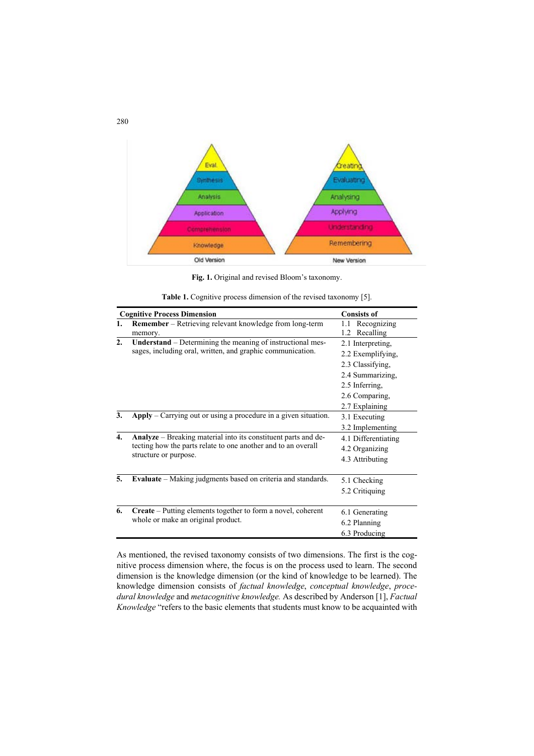Fig. 1. Original and revised Bloom's taxonomy.

**Table 1.** Cognitive process dimension of the revised taxonomy [5].

| Cognitive Process Dimension | Consists of |
|---|---|
| **1. Remember** – Retrieving relevant knowledge from long-term memory. | 1.1 Recognizing<br>1.2 Recalling |
| **2. Understand** – Determining the meaning of instructional messages, including oral, written, and graphic communication. | 2.1 Interpreting,<br>2.2 Exemplifying,<br>2.3 Classifying,<br>2.4 Summarizing,<br>2.5 Inferring,<br>2.6 Comparing,<br>2.7 Explaining |
| **3. Apply** – Carrying out or using a procedure in a given situation. | 3.1 Executing<br>3.2 Implementing |
| **4. Analyze** – Breaking material into its constituent parts and detecting how the parts relate to one another and to an overall structure or purpose. | 4.1 Differentiating<br>4.2 Organizing<br>4.3 Attributing |
| **5. Evaluate** – Making judgments based on criteria and standards. | 5.1 Checking<br>5.2 Critiquing |
| **6. Create** – Putting elements together to form a novel, coherent whole or make an original product. | 6.1 Generating<br>6.2 Planning<br>6.3 Producing |

As mentioned, the revised taxonomy consists of two dimensions. The first is the cognitive process dimension where, the focus is on the process used to learn. The second dimension is the knowledge dimension (or the kind of knowledge to be learned). The knowledge dimension consists of *factual knowledge*, *conceptual knowledge*, *procedural knowledge* and *metacognitive knowledge.* As described by Anderson [1], *Factual Knowledge* "refers to the basic elements that students must know to be acquainted with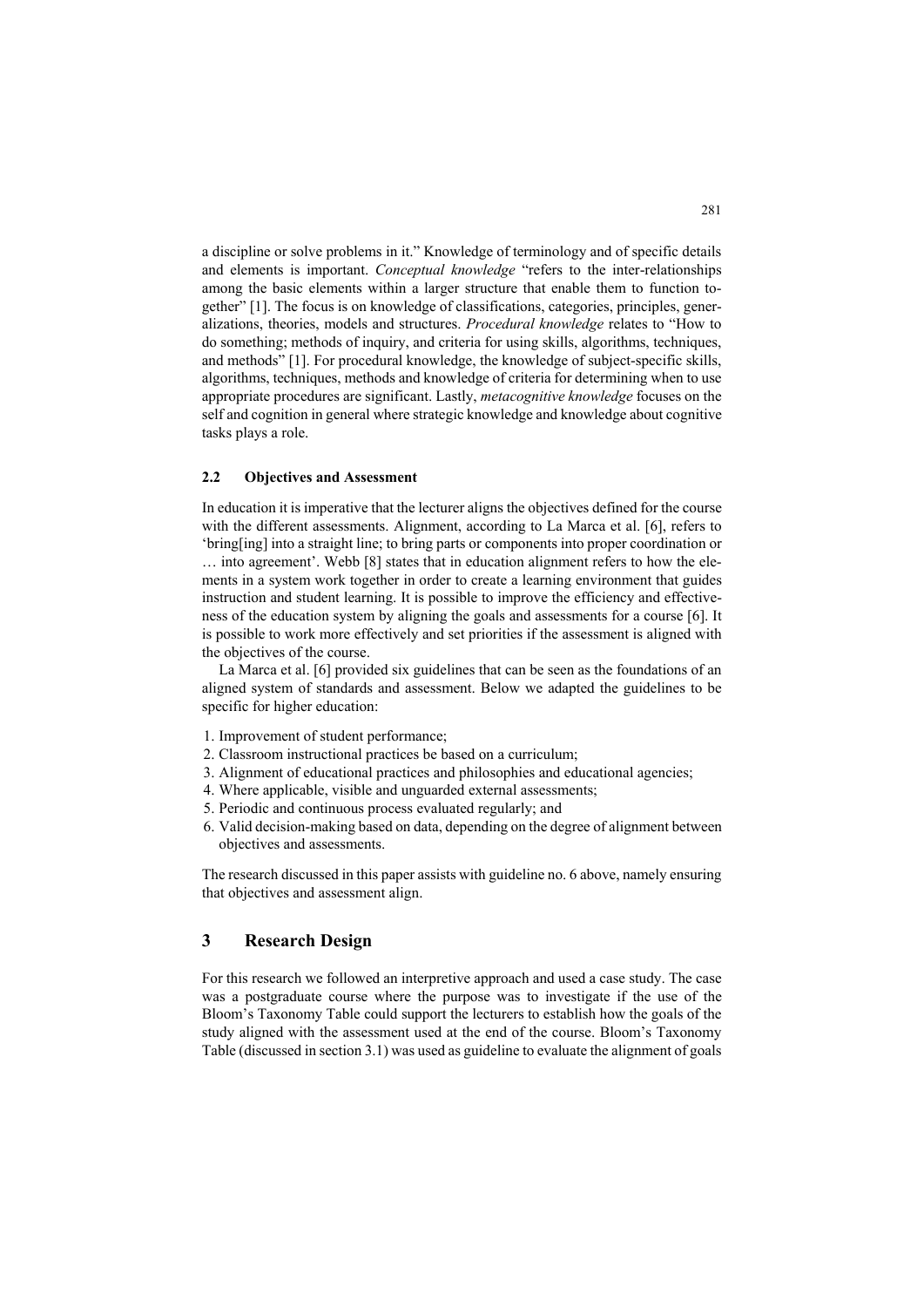a discipline or solve problems in it." Knowledge of terminology and of specific details and elements is important. *Conceptual knowledge* "refers to the inter-relationships among the basic elements within a larger structure that enable them to function together" [1]. The focus is on knowledge of classifications, categories, principles, generalizations, theories, models and structures. *Procedural knowledge* relates to "How to do something; methods of inquiry, and criteria for using skills, algorithms, techniques, and methods" [1]. For procedural knowledge, the knowledge of subject-specific skills, algorithms, techniques, methods and knowledge of criteria for determining when to use appropriate procedures are significant. Lastly, *metacognitive knowledge* focuses on the self and cognition in general where strategic knowledge and knowledge about cognitive tasks plays a role.

### 2.2 Objectives and Assessment

In education it is imperative that the lecturer aligns the objectives defined for the course with the different assessments. Alignment, according to La Marca et al. [6], refers to 'bring[ing] into a straight line; to bring parts or components into proper coordination or … into agreement'. Webb [8] states that in education alignment refers to how the elements in a system work together in order to create a learning environment that guides instruction and student learning. It is possible to improve the efficiency and effectiveness of the education system by aligning the goals and assessments for a course [6]. It is possible to work more effectively and set priorities if the assessment is aligned with the objectives of the course.

La Marca et al. [6] provided six guidelines that can be seen as the foundations of an aligned system of standards and assessment. Below we adapted the guidelines to be specific for higher education:

1. Improvement of student performance;
2. Classroom instructional practices be based on a curriculum;
3. Alignment of educational practices and philosophies and educational agencies;
4. Where applicable, visible and unguarded external assessments;
5. Periodic and continuous process evaluated regularly; and
6. Valid decision-making based on data, depending on the degree of alignment between objectives and assessments.

The research discussed in this paper assists with guideline no. 6 above, namely ensuring that objectives and assessment align.

## 3 Research Design

For this research we followed an interpretive approach and used a case study. The case was a postgraduate course where the purpose was to investigate if the use of the Bloom's Taxonomy Table could support the lecturers to establish how the goals of the study aligned with the assessment used at the end of the course. Bloom's Taxonomy Table (discussed in section 3.1) was used as guideline to evaluate the alignment of goals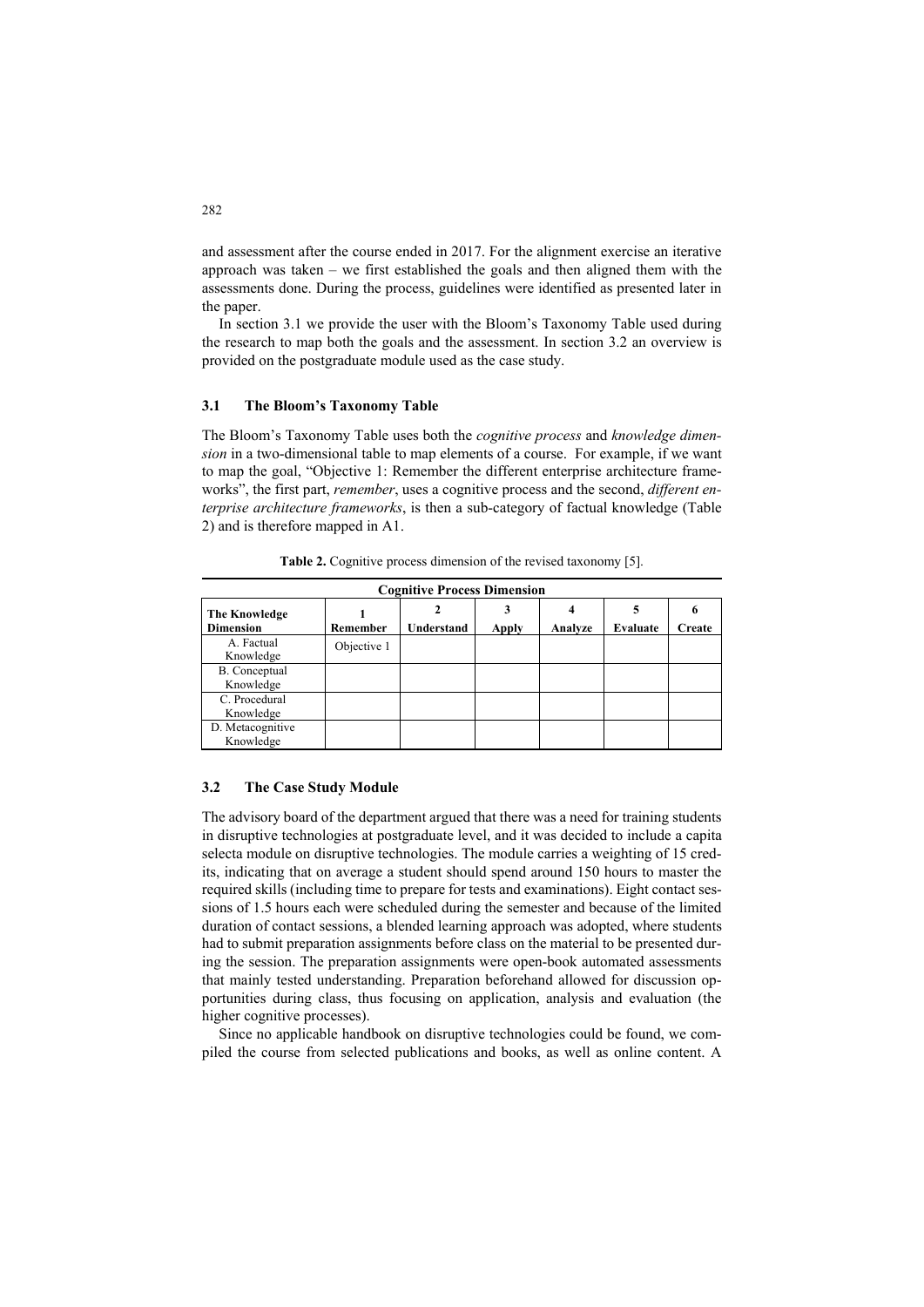and assessment after the course ended in 2017. For the alignment exercise an iterative approach was taken – we first established the goals and then aligned them with the assessments done. During the process, guidelines were identified as presented later in the paper.

In section 3.1 we provide the user with the Bloom's Taxonomy Table used during the research to map both the goals and the assessment. In section 3.2 an overview is provided on the postgraduate module used as the case study.

### 3.1 The Bloom's Taxonomy Table

The Bloom's Taxonomy Table uses both the *cognitive process* and *knowledge dimension* in a two-dimensional table to map elements of a course. For example, if we want to map the goal, "Objective 1: Remember the different enterprise architecture frameworks", the first part, *remember*, uses a cognitive process and the second, *different enterprise architecture frameworks*, is then a sub-category of factual knowledge (Table 2) and is therefore mapped in A1.

**Table 2.** Cognitive process dimension of the revised taxonomy [5].

| | **Cognitive Process Dimension** | | | | | |
|---|---|---|---|---|---|---|
| **The Knowledge Dimension** | **1 Remember** | **2 Understand** | **3 Apply** | **4 Analyze** | **5 Evaluate** | **6 Create** |
| A. Factual Knowledge | Objective 1 | | | | | |
| B. Conceptual Knowledge | | | | | | |
| C. Procedural Knowledge | | | | | | |
| D. Metacognitive Knowledge | | | | | | |

### 3.2 The Case Study Module

The advisory board of the department argued that there was a need for training students in disruptive technologies at postgraduate level, and it was decided to include a capita selecta module on disruptive technologies. The module carries a weighting of 15 credits, indicating that on average a student should spend around 150 hours to master the required skills (including time to prepare for tests and examinations). Eight contact sessions of 1.5 hours each were scheduled during the semester and because of the limited duration of contact sessions, a blended learning approach was adopted, where students had to submit preparation assignments before class on the material to be presented during the session. The preparation assignments were open-book automated assessments that mainly tested understanding. Preparation beforehand allowed for discussion opportunities during class, thus focusing on application, analysis and evaluation (the higher cognitive processes).

Since no applicable handbook on disruptive technologies could be found, we compiled the course from selected publications and books, as well as online content. A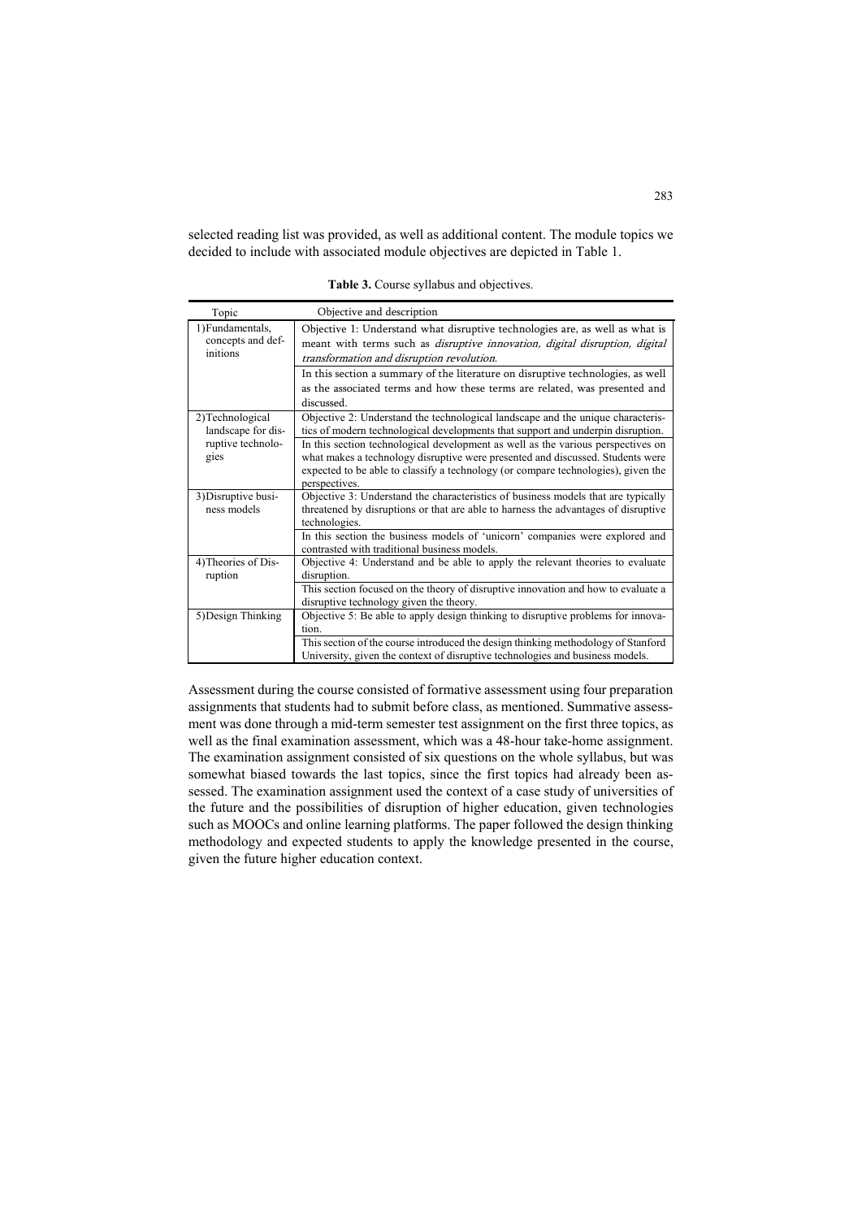selected reading list was provided, as well as additional content. The module topics we decided to include with associated module objectives are depicted in Table 1.

**Table 3.** Course syllabus and objectives.

| Topic | Objective and description |
|---|---|
| 1) Fundamentals, concepts and definitions | Objective 1: Understand what disruptive technologies are, as well as what is meant with terms such as *disruptive innovation, digital disruption, digital transformation and disruption revolution*. |
| | In this section a summary of the literature on disruptive technologies, as well as the associated terms and how these terms are related, was presented and discussed. |
| 2) Technological landscape for disruptive technologies | Objective 2: Understand the technological landscape and the unique characteristics of modern technological developments that support and underpin disruption. |
| | In this section technological development as well as the various perspectives on what makes a technology disruptive were presented and discussed. Students were expected to be able to classify a technology (or compare technologies), given the perspectives. |
| 3) Disruptive business models | Objective 3: Understand the characteristics of business models that are typically threatened by disruptions or that are able to harness the advantages of disruptive technologies. |
| | In this section the business models of 'unicorn' companies were explored and contrasted with traditional business models. |
| 4) Theories of Disruption | Objective 4: Understand and be able to apply the relevant theories to evaluate disruption. |
| | This section focused on the theory of disruptive innovation and how to evaluate a disruptive technology given the theory. |
| 5) Design Thinking | Objective 5: Be able to apply design thinking to disruptive problems for innovation. |
| | This section of the course introduced the design thinking methodology of Stanford University, given the context of disruptive technologies and business models. |

Assessment during the course consisted of formative assessment using four preparation assignments that students had to submit before class, as mentioned. Summative assessment was done through a mid-term semester test assignment on the first three topics, as well as the final examination assessment, which was a 48-hour take-home assignment. The examination assignment consisted of six questions on the whole syllabus, but was somewhat biased towards the last topics, since the first topics had already been assessed. The examination assignment used the context of a case study of universities of the future and the possibilities of disruption of higher education, given technologies such as MOOCs and online learning platforms. The paper followed the design thinking methodology and expected students to apply the knowledge presented in the course, given the future higher education context.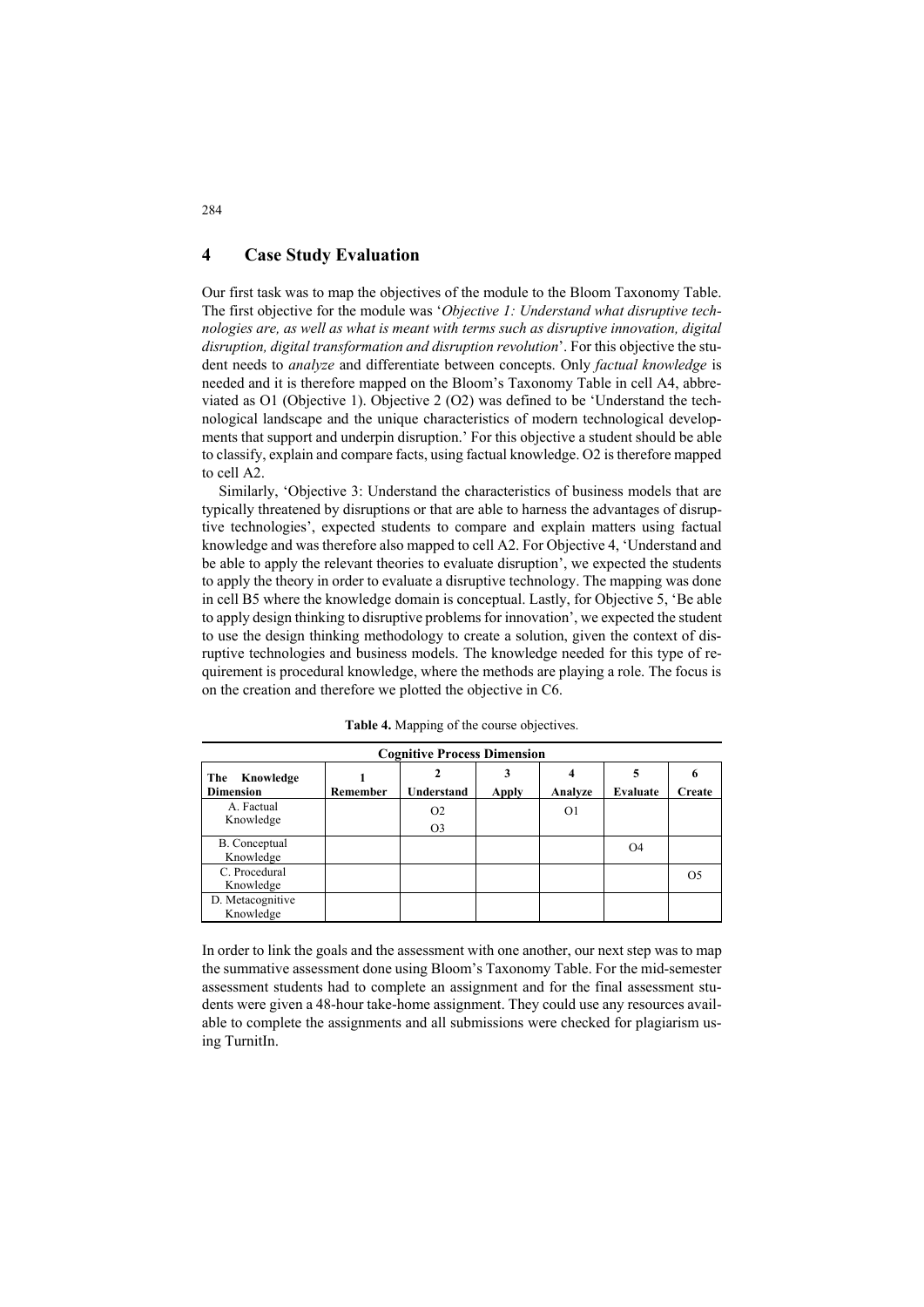## 4 Case Study Evaluation

Our first task was to map the objectives of the module to the Bloom Taxonomy Table. The first objective for the module was '*Objective 1: Understand what disruptive technologies are, as well as what is meant with terms such as disruptive innovation, digital disruption, digital transformation and disruption revolution*'. For this objective the student needs to *analyze* and differentiate between concepts. Only *factual knowledge* is needed and it is therefore mapped on the Bloom's Taxonomy Table in cell A4, abbreviated as O1 (Objective 1). Objective 2 (O2) was defined to be 'Understand the technological landscape and the unique characteristics of modern technological developments that support and underpin disruption.' For this objective a student should be able to classify, explain and compare facts, using factual knowledge. O2 is therefore mapped to cell A2.

Similarly, 'Objective 3: Understand the characteristics of business models that are typically threatened by disruptions or that are able to harness the advantages of disruptive technologies', expected students to compare and explain matters using factual knowledge and was therefore also mapped to cell A2. For Objective 4, 'Understand and be able to apply the relevant theories to evaluate disruption', we expected the students to apply the theory in order to evaluate a disruptive technology. The mapping was done in cell B5 where the knowledge domain is conceptual. Lastly, for Objective 5, 'Be able to apply design thinking to disruptive problems for innovation', we expected the student to use the design thinking methodology to create a solution, given the context of disruptive technologies and business models. The knowledge needed for this type of requirement is procedural knowledge, where the methods are playing a role. The focus is on the creation and therefore we plotted the objective in C6.

**Table 4.** Mapping of the course objectives.

| | **Cognitive Process Dimension** | | | | | |
|---|---|---|---|---|---|---|
| **The Knowledge Dimension** | **1 Remember** | **2 Understand** | **3 Apply** | **4 Analyze** | **5 Evaluate** | **6 Create** |
| A. Factual Knowledge | | O2<br>O3 | | O1 | | |
| B. Conceptual Knowledge | | | | | O4 | |
| C. Procedural Knowledge | | | | | | O5 |
| D. Metacognitive Knowledge | | | | | | |

In order to link the goals and the assessment with one another, our next step was to map the summative assessment done using Bloom's Taxonomy Table. For the mid-semester assessment students had to complete an assignment and for the final assessment students were given a 48-hour take-home assignment. They could use any resources available to complete the assignments and all submissions were checked for plagiarism using TurnitIn.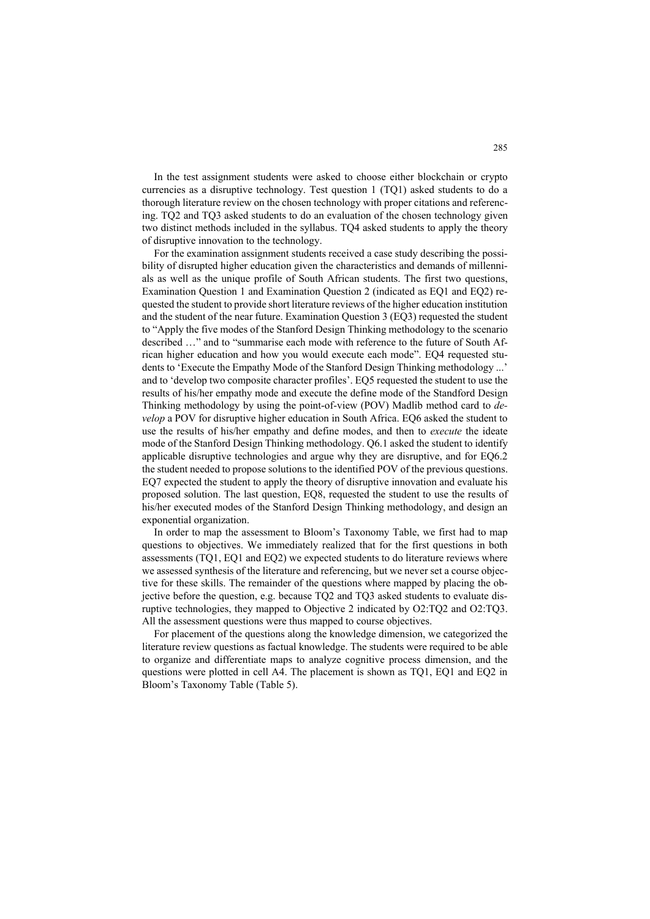In the test assignment students were asked to choose either blockchain or crypto currencies as a disruptive technology. Test question 1 (TQ1) asked students to do a thorough literature review on the chosen technology with proper citations and referencing. TQ2 and TQ3 asked students to do an evaluation of the chosen technology given two distinct methods included in the syllabus. TQ4 asked students to apply the theory of disruptive innovation to the technology.

For the examination assignment students received a case study describing the possibility of disrupted higher education given the characteristics and demands of millennials as well as the unique profile of South African students. The first two questions, Examination Question 1 and Examination Question 2 (indicated as EQ1 and EQ2) requested the student to provide short literature reviews of the higher education institution and the student of the near future. Examination Question 3 (EQ3) requested the student to "Apply the five modes of the Stanford Design Thinking methodology to the scenario described …" and to "summarise each mode with reference to the future of South African higher education and how you would execute each mode". EQ4 requested students to 'Execute the Empathy Mode of the Stanford Design Thinking methodology ...' and to 'develop two composite character profiles'. EQ5 requested the student to use the results of his/her empathy mode and execute the define mode of the Standford Design Thinking methodology by using the point-of-view (POV) Madlib method card to *develop* a POV for disruptive higher education in South Africa. EQ6 asked the student to use the results of his/her empathy and define modes, and then to *execute* the ideate mode of the Stanford Design Thinking methodology. Q6.1 asked the student to identify applicable disruptive technologies and argue why they are disruptive, and for EQ6.2 the student needed to propose solutions to the identified POV of the previous questions. EQ7 expected the student to apply the theory of disruptive innovation and evaluate his proposed solution. The last question, EQ8, requested the student to use the results of his/her executed modes of the Stanford Design Thinking methodology, and design an exponential organization.

In order to map the assessment to Bloom's Taxonomy Table, we first had to map questions to objectives. We immediately realized that for the first questions in both assessments (TQ1, EQ1 and EQ2) we expected students to do literature reviews where we assessed synthesis of the literature and referencing, but we never set a course objective for these skills. The remainder of the questions where mapped by placing the objective before the question, e.g. because TQ2 and TQ3 asked students to evaluate disruptive technologies, they mapped to Objective 2 indicated by O2:TQ2 and O2:TQ3. All the assessment questions were thus mapped to course objectives.

For placement of the questions along the knowledge dimension, we categorized the literature review questions as factual knowledge. The students were required to be able to organize and differentiate maps to analyze cognitive process dimension, and the questions were plotted in cell A4. The placement is shown as TQ1, EQ1 and EQ2 in Bloom's Taxonomy Table (Table 5).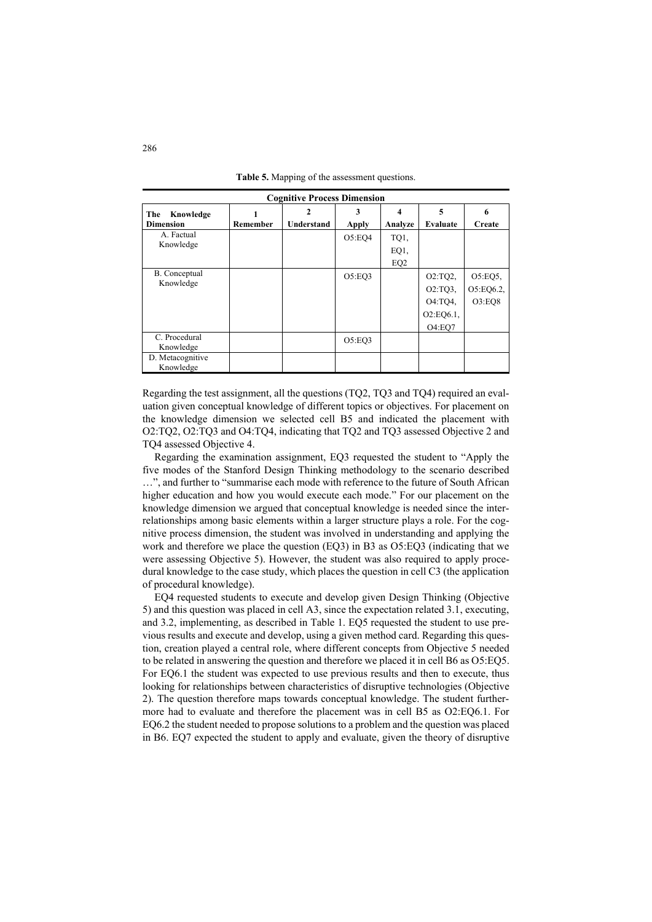**Table 5.** Mapping of the assessment questions.

| | Cognitive Process Dimension | | | | | |
|---|---|---|---|---|---|---|
| **The Knowledge Dimension** | **1 Remember** | **2 Understand** | **3 Apply** | **4 Analyze** | **5 Evaluate** | **6 Create** |
| A. Factual Knowledge | | | O5:EQ4 | TQ1, EQ1, EQ2 | | |
| B. Conceptual Knowledge | | | O5:EQ3 | | O2:TQ2, O2:TQ3, O4:TQ4, O2:EQ6.1, O4:EQ7 | O5:EQ5, O5:EQ6.2, O3:EQ8 |
| C. Procedural Knowledge | | | O5:EQ3 | | | |
| D. Metacognitive Knowledge | | | | | | |

Regarding the test assignment, all the questions (TQ2, TQ3 and TQ4) required an evaluation given conceptual knowledge of different topics or objectives. For placement on the knowledge dimension we selected cell B5 and indicated the placement with O2:TQ2, O2:TQ3 and O4:TQ4, indicating that TQ2 and TQ3 assessed Objective 2 and TQ4 assessed Objective 4.

Regarding the examination assignment, EQ3 requested the student to "Apply the five modes of the Stanford Design Thinking methodology to the scenario described …", and further to "summarise each mode with reference to the future of South African higher education and how you would execute each mode." For our placement on the knowledge dimension we argued that conceptual knowledge is needed since the interrelationships among basic elements within a larger structure plays a role. For the cognitive process dimension, the student was involved in understanding and applying the work and therefore we place the question (EQ3) in B3 as O5:EQ3 (indicating that we were assessing Objective 5). However, the student was also required to apply procedural knowledge to the case study, which places the question in cell C3 (the application of procedural knowledge).

EQ4 requested students to execute and develop given Design Thinking (Objective 5) and this question was placed in cell A3, since the expectation related 3.1, executing, and 3.2, implementing, as described in Table 1. EQ5 requested the student to use previous results and execute and develop, using a given method card. Regarding this question, creation played a central role, where different concepts from Objective 5 needed to be related in answering the question and therefore we placed it in cell B6 as O5:EQ5. For EQ6.1 the student was expected to use previous results and then to execute, thus looking for relationships between characteristics of disruptive technologies (Objective 2). The question therefore maps towards conceptual knowledge. The student furthermore had to evaluate and therefore the placement was in cell B5 as O2:EQ6.1. For EQ6.2 the student needed to propose solutions to a problem and the question was placed in B6. EQ7 expected the student to apply and evaluate, given the theory of disruptive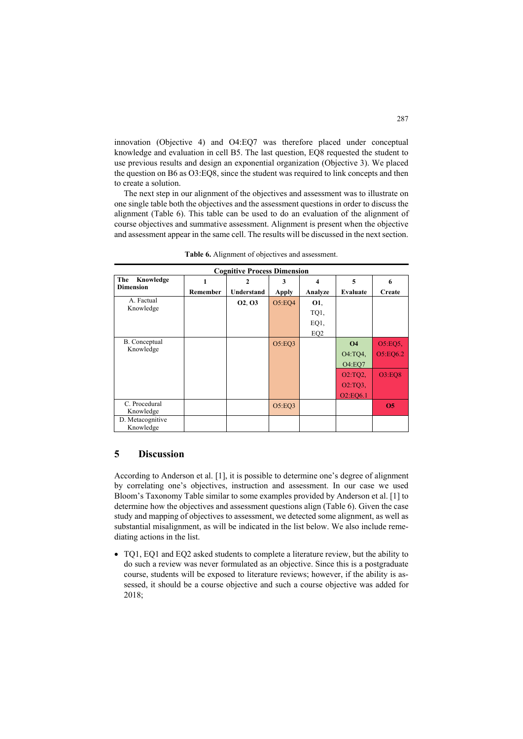innovation (Objective 4) and O4:EQ7 was therefore placed under conceptual knowledge and evaluation in cell B5. The last question, EQ8 requested the student to use previous results and design an exponential organization (Objective 3). We placed the question on B6 as O3:EQ8, since the student was required to link concepts and then to create a solution.

The next step in our alignment of the objectives and assessment was to illustrate on one single table both the objectives and the assessment questions in order to discuss the alignment (Table 6). This table can be used to do an evaluation of the alignment of course objectives and summative assessment. Alignment is present when the objective and assessment appear in the same cell. The results will be discussed in the next section.

**Table 6.** Alignment of objectives and assessment.

| | Cognitive Process Dimension | | | | | |
|---|---|---|---|---|---|---|
| **The Knowledge Dimension** | **1 Remember** | **2 Understand** | **3 Apply** | **4 Analyze** | **5 Evaluate** | **6 Create** |
| A. Factual Knowledge | | **O2**, **O3** | O5:EQ4 | **O1**, TQ1, EQ1, EQ2 | | |
| B. Conceptual Knowledge | | | O5:EQ3 | | **O4** O4:TQ4, O4:EQ7 O2:TQ2, O2:TQ3, O2:EQ6.1 | O5:EQ5, O5:EQ6.2 O3:EQ8 |
| C. Procedural Knowledge | | | O5:EQ3 | | | **O5** |
| D. Metacognitive Knowledge | | | | | | |

## 5 Discussion

According to Anderson et al. [1], it is possible to determine one's degree of alignment by correlating one's objectives, instruction and assessment. In our case we used Bloom's Taxonomy Table similar to some examples provided by Anderson et al. [1] to determine how the objectives and assessment questions align (Table 6). Given the case study and mapping of objectives to assessment, we detected some alignment, as well as substantial misalignment, as will be indicated in the list below. We also include remediating actions in the list.

- TQ1, EQ1 and EQ2 asked students to complete a literature review, but the ability to do such a review was never formulated as an objective. Since this is a postgraduate course, students will be exposed to literature reviews; however, if the ability is assessed, it should be a course objective and such a course objective was added for 2018;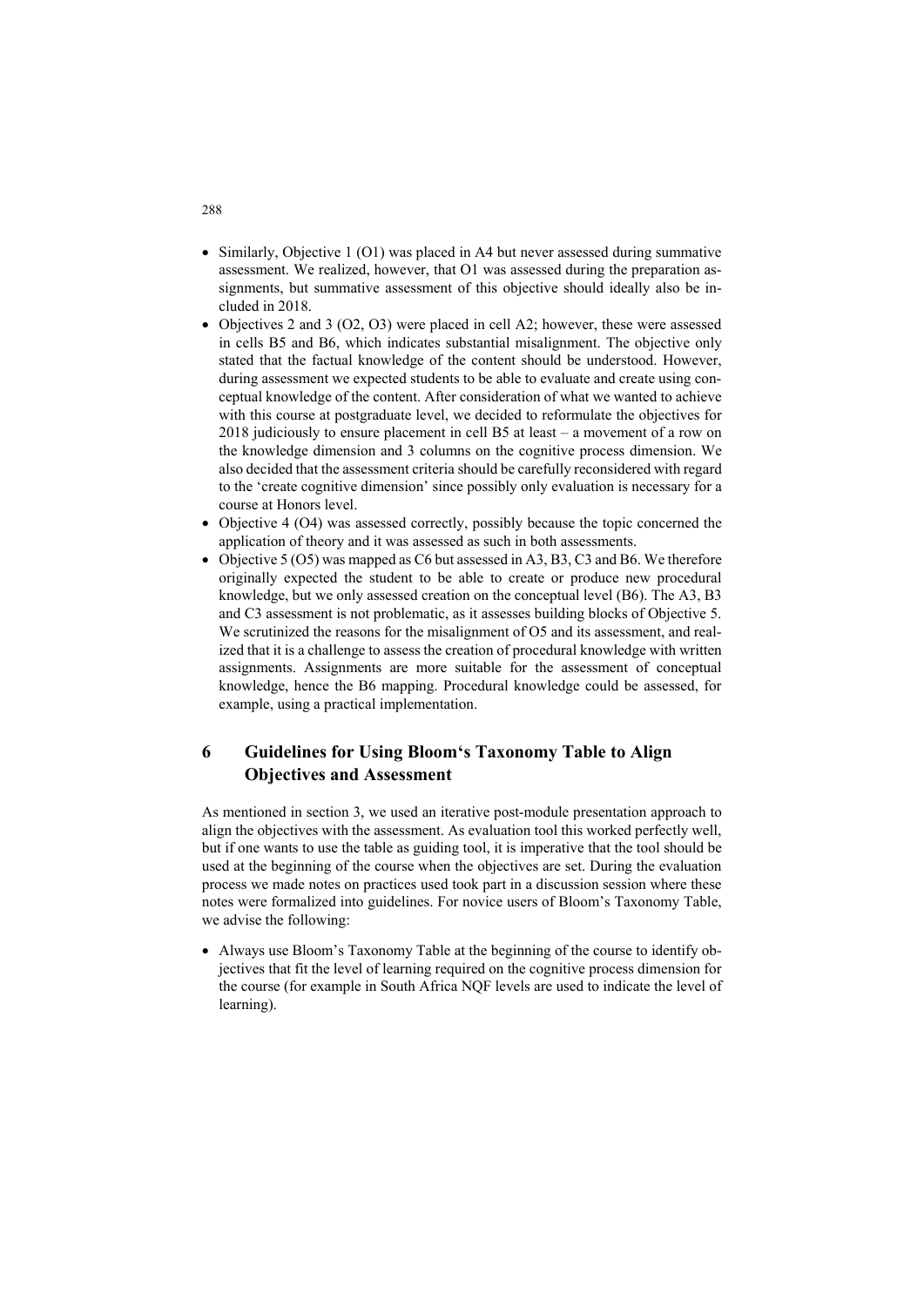- Similarly, Objective 1 (O1) was placed in A4 but never assessed during summative assessment. We realized, however, that O1 was assessed during the preparation assignments, but summative assessment of this objective should ideally also be included in 2018.
- Objectives 2 and 3 (O2, O3) were placed in cell A2; however, these were assessed in cells B5 and B6, which indicates substantial misalignment. The objective only stated that the factual knowledge of the content should be understood. However, during assessment we expected students to be able to evaluate and create using conceptual knowledge of the content. After consideration of what we wanted to achieve with this course at postgraduate level, we decided to reformulate the objectives for 2018 judiciously to ensure placement in cell B5 at least – a movement of a row on the knowledge dimension and 3 columns on the cognitive process dimension. We also decided that the assessment criteria should be carefully reconsidered with regard to the 'create cognitive dimension' since possibly only evaluation is necessary for a course at Honors level.
- Objective 4 (O4) was assessed correctly, possibly because the topic concerned the application of theory and it was assessed as such in both assessments.
- Objective 5 (O5) was mapped as C6 but assessed in A3, B3, C3 and B6. We therefore originally expected the student to be able to create or produce new procedural knowledge, but we only assessed creation on the conceptual level (B6). The A3, B3 and C3 assessment is not problematic, as it assesses building blocks of Objective 5. We scrutinized the reasons for the misalignment of O5 and its assessment, and realized that it is a challenge to assess the creation of procedural knowledge with written assignments. Assignments are more suitable for the assessment of conceptual knowledge, hence the B6 mapping. Procedural knowledge could be assessed, for example, using a practical implementation.

## 6 Guidelines for Using Bloom's Taxonomy Table to Align Objectives and Assessment

As mentioned in section 3, we used an iterative post-module presentation approach to align the objectives with the assessment. As evaluation tool this worked perfectly well, but if one wants to use the table as guiding tool, it is imperative that the tool should be used at the beginning of the course when the objectives are set. During the evaluation process we made notes on practices used took part in a discussion session where these notes were formalized into guidelines. For novice users of Bloom's Taxonomy Table, we advise the following:

- Always use Bloom's Taxonomy Table at the beginning of the course to identify objectives that fit the level of learning required on the cognitive process dimension for the course (for example in South Africa NQF levels are used to indicate the level of learning).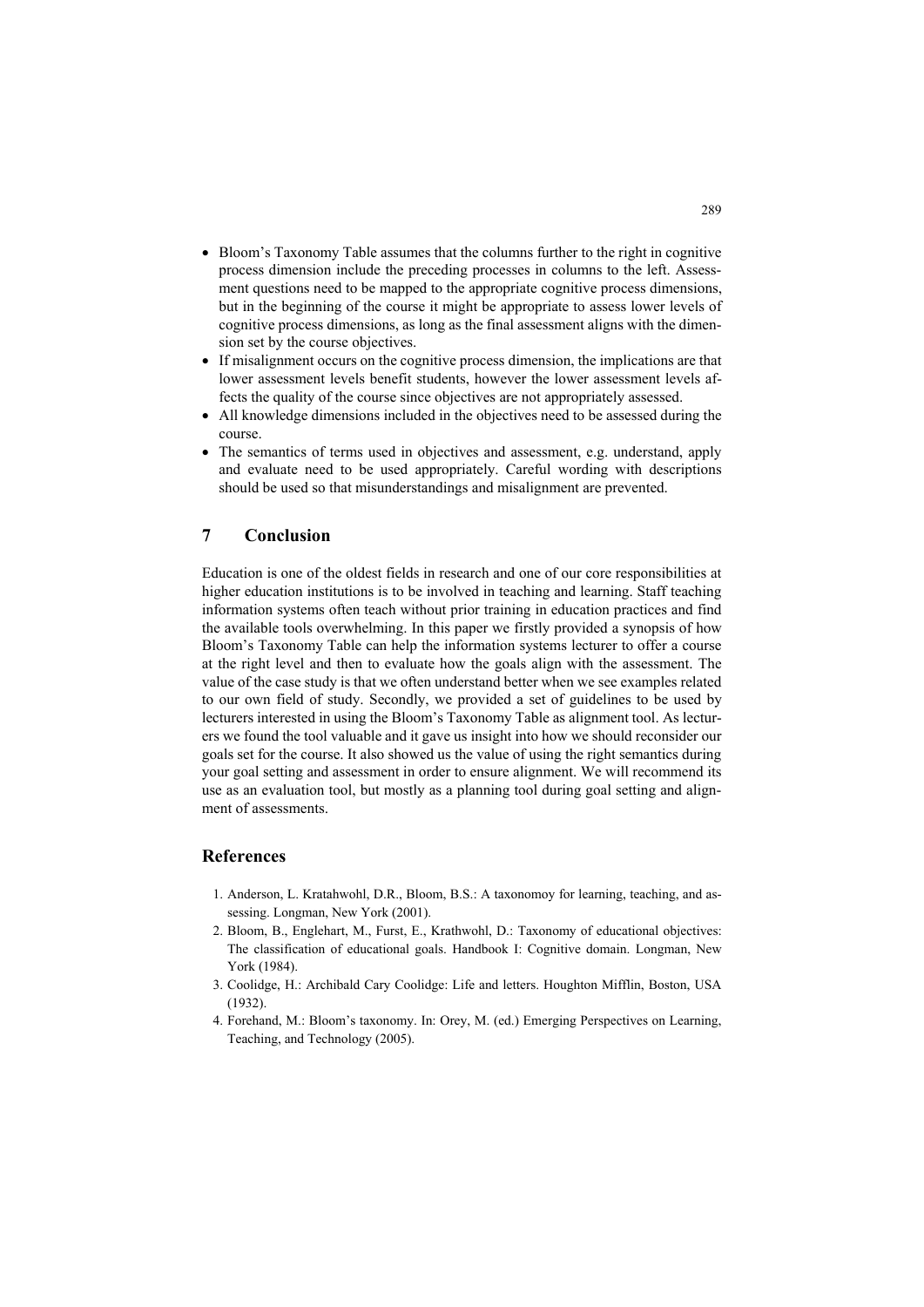- Bloom's Taxonomy Table assumes that the columns further to the right in cognitive process dimension include the preceding processes in columns to the left. Assessment questions need to be mapped to the appropriate cognitive process dimensions, but in the beginning of the course it might be appropriate to assess lower levels of cognitive process dimensions, as long as the final assessment aligns with the dimension set by the course objectives.
- If misalignment occurs on the cognitive process dimension, the implications are that lower assessment levels benefit students, however the lower assessment levels affects the quality of the course since objectives are not appropriately assessed.
- All knowledge dimensions included in the objectives need to be assessed during the course.
- The semantics of terms used in objectives and assessment, e.g. understand, apply and evaluate need to be used appropriately. Careful wording with descriptions should be used so that misunderstandings and misalignment are prevented.

## 7 Conclusion

Education is one of the oldest fields in research and one of our core responsibilities at higher education institutions is to be involved in teaching and learning. Staff teaching information systems often teach without prior training in education practices and find the available tools overwhelming. In this paper we firstly provided a synopsis of how Bloom's Taxonomy Table can help the information systems lecturer to offer a course at the right level and then to evaluate how the goals align with the assessment. The value of the case study is that we often understand better when we see examples related to our own field of study. Secondly, we provided a set of guidelines to be used by lecturers interested in using the Bloom's Taxonomy Table as alignment tool. As lecturers we found the tool valuable and it gave us insight into how we should reconsider our goals set for the course. It also showed us the value of using the right semantics during your goal setting and assessment in order to ensure alignment. We will recommend its use as an evaluation tool, but mostly as a planning tool during goal setting and alignment of assessments.

## References

1. Anderson, L. Kratahwohl, D.R., Bloom, B.S.: A taxonomoy for learning, teaching, and assessing. Longman, New York (2001).
2. Bloom, B., Englehart, M., Furst, E., Krathwohl, D.: Taxonomy of educational objectives: The classification of educational goals. Handbook I: Cognitive domain. Longman, New York (1984).
3. Coolidge, H.: Archibald Cary Coolidge: Life and letters. Houghton Mifflin, Boston, USA (1932).
4. Forehand, M.: Bloom's taxonomy. In: Orey, M. (ed.) Emerging Perspectives on Learning, Teaching, and Technology (2005).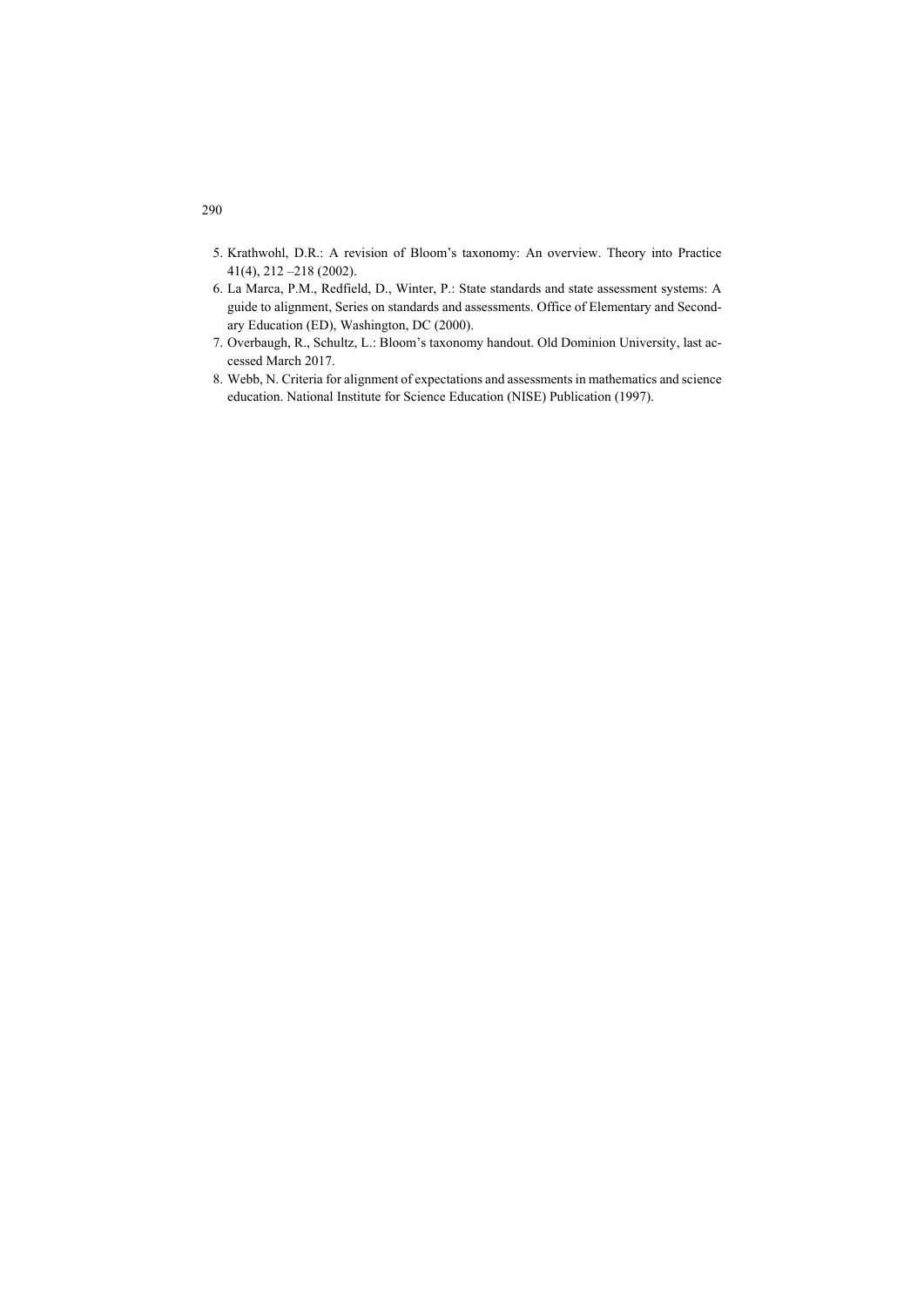5. Krathwohl, D.R.: A revision of Bloom's taxonomy: An overview. Theory into Practice 41(4), 212 –218 (2002).
6. La Marca, P.M., Redfield, D., Winter, P.: State standards and state assessment systems: A guide to alignment, Series on standards and assessments. Office of Elementary and Secondary Education (ED), Washington, DC (2000).
7. Overbaugh, R., Schultz, L.: Bloom's taxonomy handout. Old Dominion University, last accessed March 2017.
8. Webb, N. Criteria for alignment of expectations and assessments in mathematics and science education. National Institute for Science Education (NISE) Publication (1997).